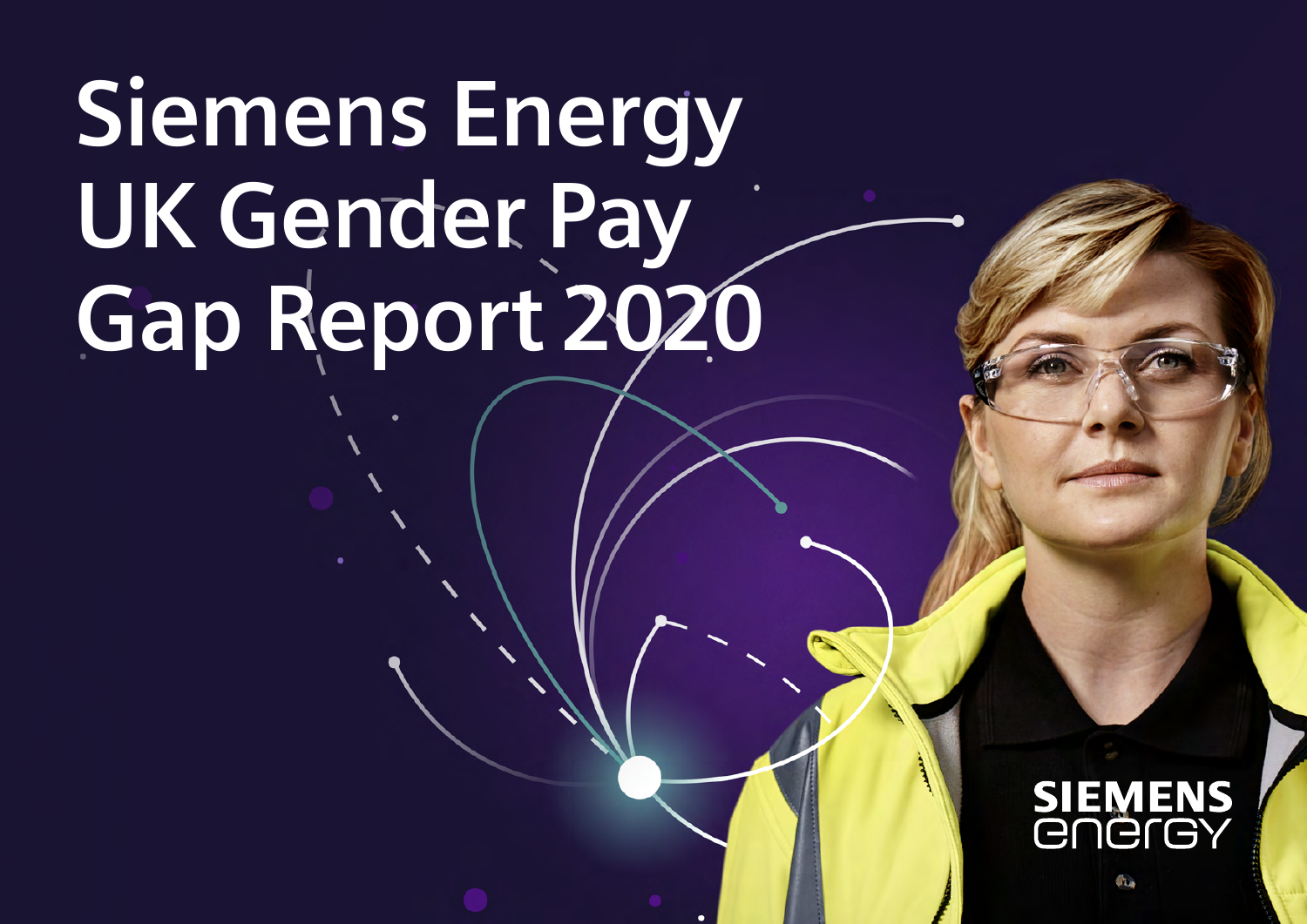# Siemens Energy UK Gender Pay Gap Report 2020

SIEMENS energy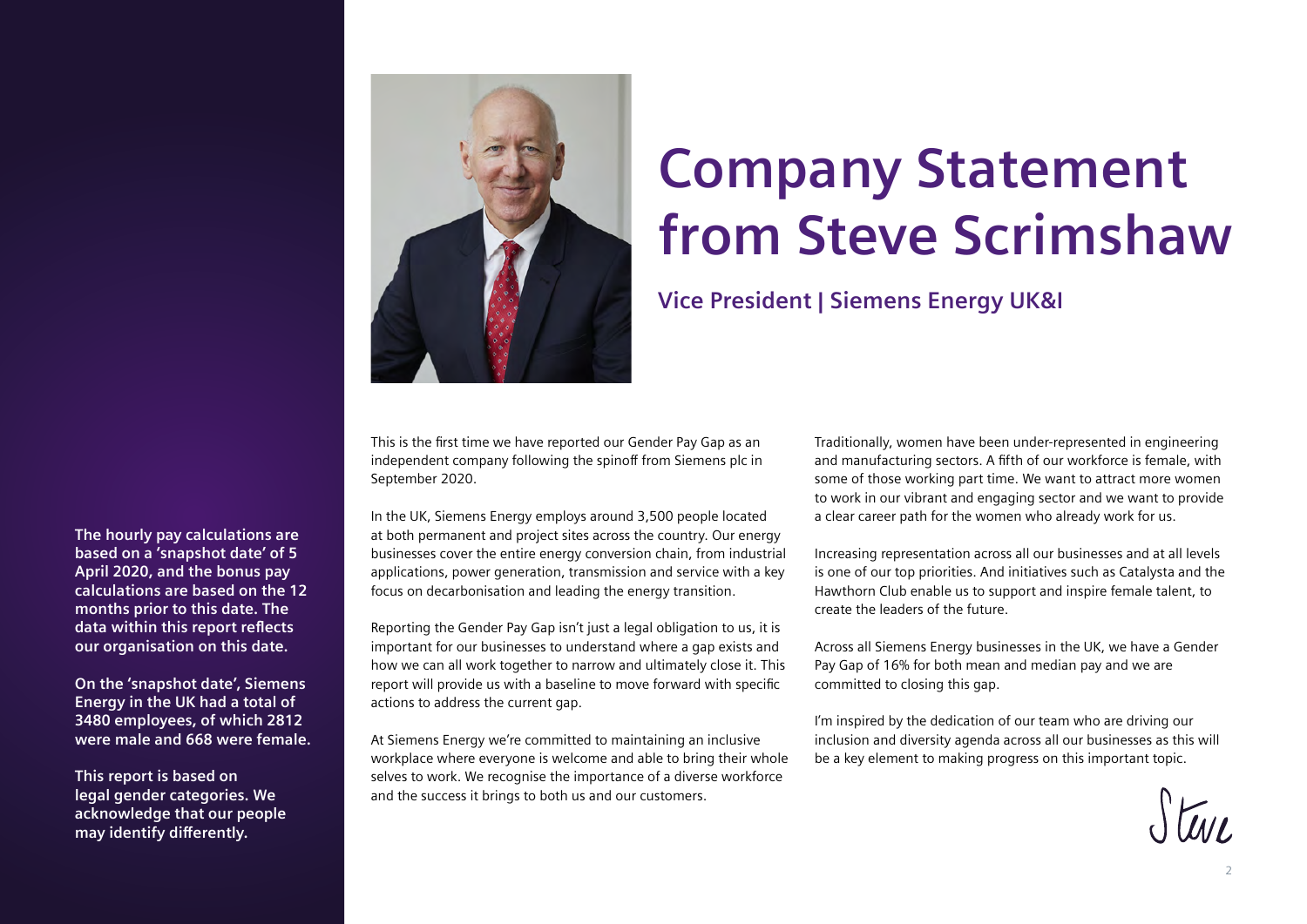# Company Statement from Steve Scrimshaw

## Vice President | Siemens Energy UK&I

**The hourly pay calculations are based on a 'snapshot date' of 5 April 2020, and the bonus pay calculations are based on the 12 months prior to this date. The data within this report reflects our organisation on this date.**

**On the 'snapshot date', Siemens Energy in the UK had a total of 3480 employees, of which 2812 were male and 668 were female.**

**This report is based on legal gender categories. We acknowledge that our people may identify differently.**

This is the first time we have reported our Gender Pay Gap as an independent company following the spinoff from Siemens plc in September 2020.

In the UK, Siemens Energy employs around 3,500 people located at both permanent and project sites across the country. Our energy businesses cover the entire energy conversion chain, from industrial applications, power generation, transmission and service with a key focus on decarbonisation and leading the energy transition.

Reporting the Gender Pay Gap isn't just a legal obligation to us, it is important for our businesses to understand where a gap exists and how we can all work together to narrow and ultimately close it. This report will provide us with a baseline to move forward with specific actions to address the current gap.

At Siemens Energy we're committed to maintaining an inclusive workplace where everyone is welcome and able to bring their whole selves to work. We recognise the importance of a diverse workforce and the success it brings to both us and our customers.

Traditionally, women have been under-represented in engineering and manufacturing sectors. A fifth of our workforce is female, with some of those working part time. We want to attract more women to work in our vibrant and engaging sector and we want to provide a clear career path for the women who already work for us.

Increasing representation across all our businesses and at all levels is one of our top priorities. And initiatives such as Catalysta and the Hawthorn Club enable us to support and inspire female talent, to create the leaders of the future.

Across all Siemens Energy businesses in the UK, we have a Gender Pay Gap of 16% for both mean and median pay and we are committed to closing this gap.

I'm inspired by the dedication of our team who are driving our inclusion and diversity agenda across all our businesses as this will be a key element to making progress on this important topic.

Steve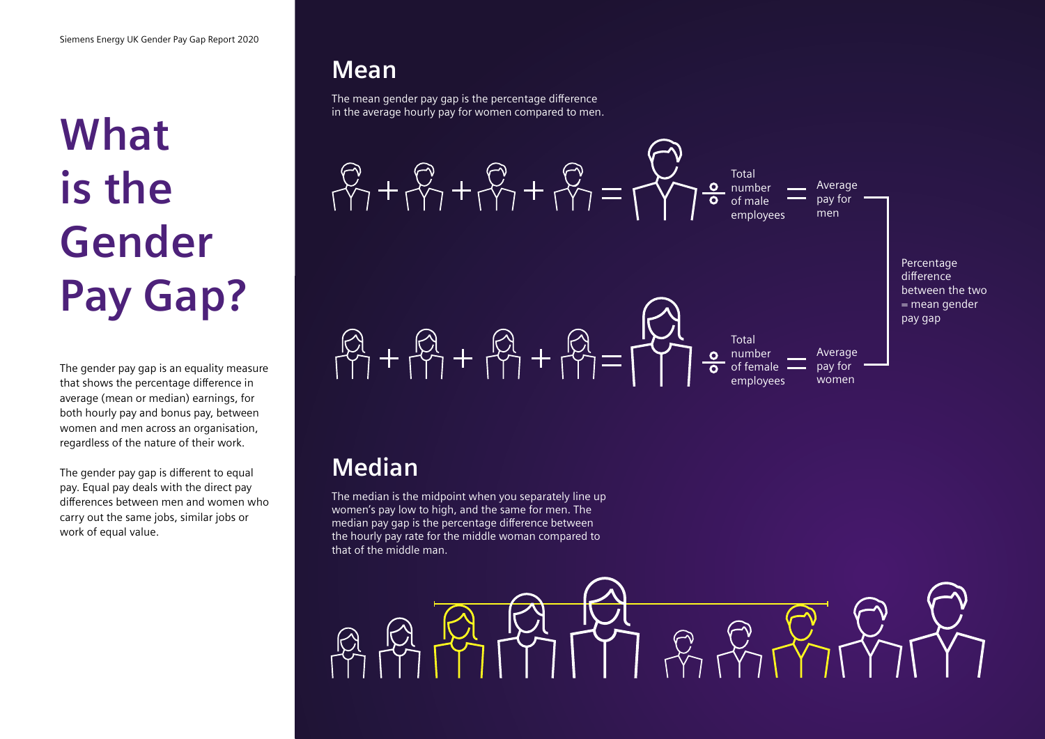# What is the Gender Pay Gap?

The gender pay gap is an equality measure that shows the percentage difference in average (mean or median) earnings, for both hourly pay and bonus pay, between women and men across an organisation, regardless of the nature of their work.

The gender pay gap is different to equal pay. Equal pay deals with the direct pay differences between men and women who carry out the same jobs, similar jobs or work of equal value.

## Mean

The mean gender pay gap is the percentage difference in the average hourly pay for women compared to men.

÷ Total number of male employees = Average pay for men

÷ Total number of female employees = Average pay for women

Percentage difference between the two = mean gender pay gap

## Median

The median is the midpoint when you separately line up women's pay low to high, and the same for men. The median pay gap is the percentage difference between the hourly pay rate for the middle woman compared to that of the middle man.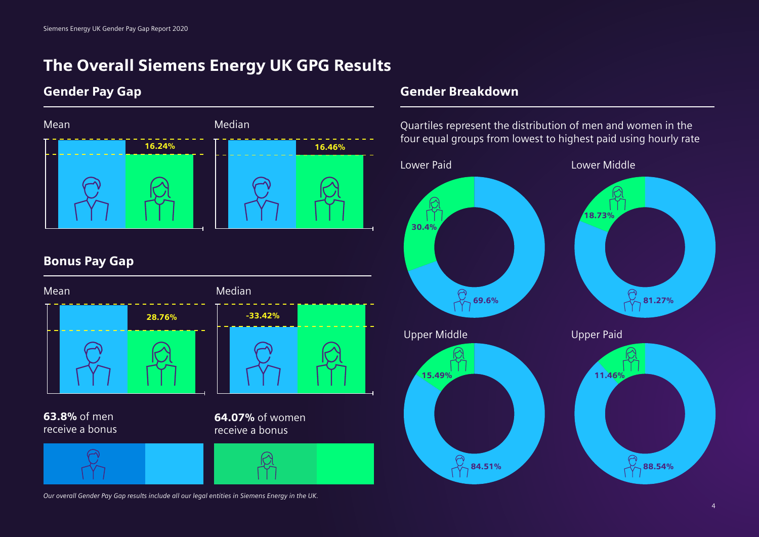# The Overall Siemens Energy UK GPG Results

## Gender Pay Gap

Mean

16.24%

Median

16.46%

## Bonus Pay Gap

Mean

28.76%

Median

-33.42%

**63.8%** of men receive a bonus

**64.07%** of women receive a bonus

*Our overall Gender Pay Gap results include all our legal entities in Siemens Energy in the UK.*

## Gender Breakdown

Quartiles represent the distribution of men and women in the four equal groups from lowest to highest paid using hourly rate

| Quartile | Women | Men |
| --- | --- | --- |
| Lower Paid | 30.4% | 69.6% |
| Lower Middle | 18.73% | 81.27% |
| Upper Middle | 15.49% | 84.51% |
| Upper Paid | 11.46% | 88.54% |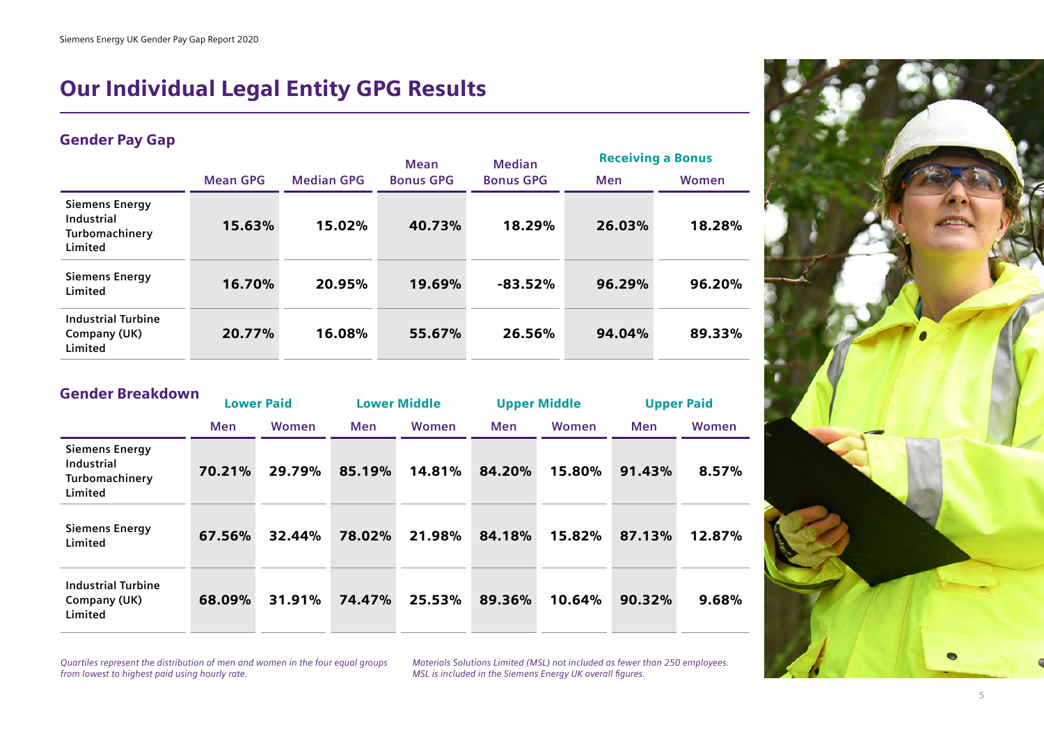# Our Individual Legal Entity GPG Results

## Gender Pay Gap

| | Mean GPG | Median GPG | Mean Bonus GPG | Median Bonus GPG | Receiving a Bonus | |
|---|---|---|---|---|---|---|
| | | | | | Men | Women |
| Siemens Energy Industrial Turbomachinery Limited | 15.63% | 15.02% | 40.73% | 18.29% | 26.03% | 18.28% |
| Siemens Energy Limited | 16.70% | 20.95% | 19.69% | -83.52% | 96.29% | 96.20% |
| Industrial Turbine Company (UK) Limited | 20.77% | 16.08% | 55.67% | 26.56% | 94.04% | 89.33% |

## Gender Breakdown

| | Lower Paid | | Lower Middle | | Upper Middle | | Upper Paid | |
|---|---|---|---|---|---|---|---|---|
| | Men | Women | Men | Women | Men | Women | Men | Women |
| Siemens Energy Industrial Turbomachinery Limited | 70.21% | 29.79% | 85.19% | 14.81% | 84.20% | 15.80% | 91.43% | 8.57% |
| Siemens Energy Limited | 67.56% | 32.44% | 78.02% | 21.98% | 84.18% | 15.82% | 87.13% | 12.87% |
| Industrial Turbine Company (UK) Limited | 68.09% | 31.91% | 74.47% | 25.53% | 89.36% | 10.64% | 90.32% | 9.68% |

*Quartiles represent the distribution of men and women in the four equal groups from lowest to highest paid using hourly rate.*

*Materials Solutions Limited (MSL) not included as fewer than 250 employees. MSL is included in the Siemens Energy UK overall figures.*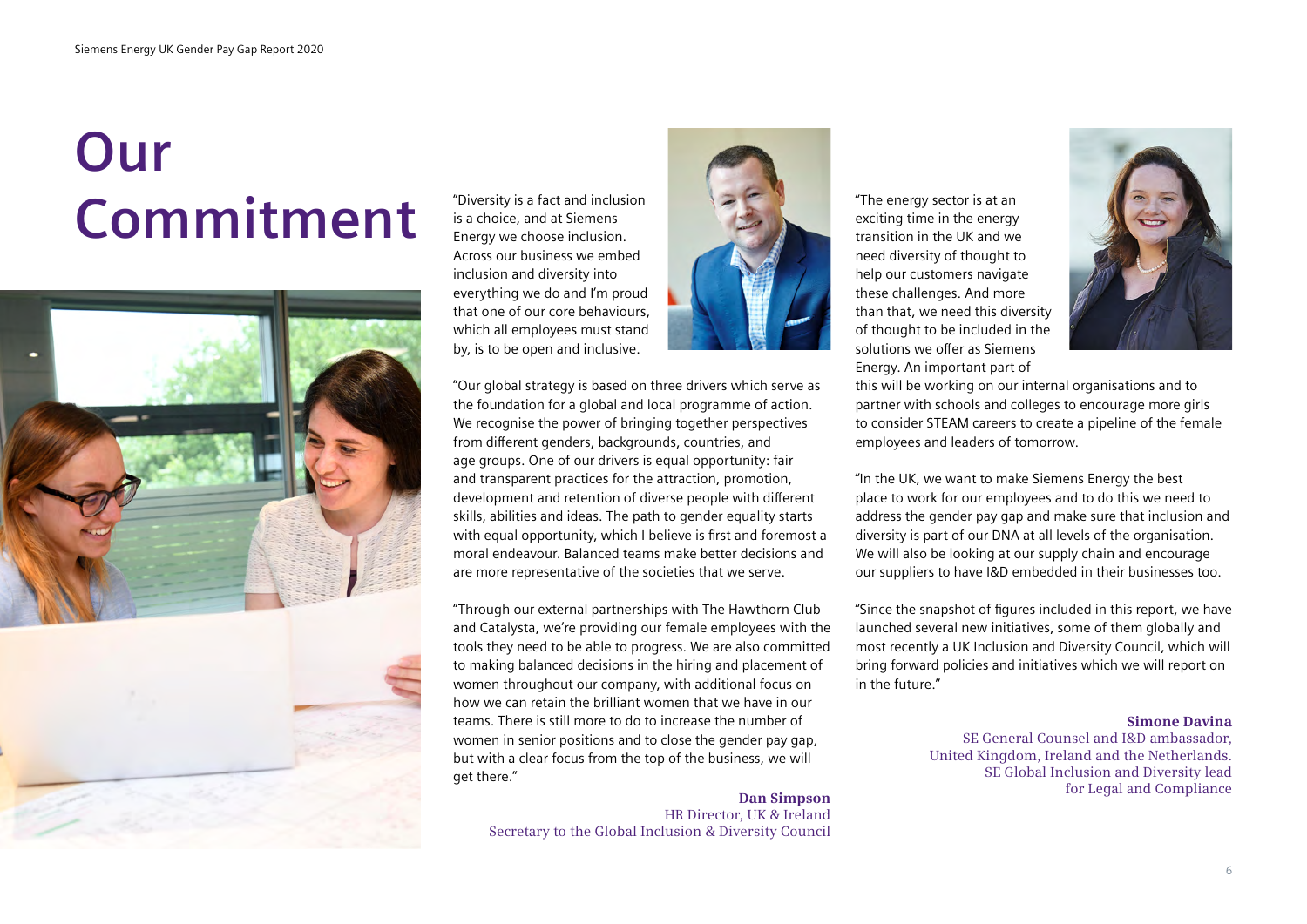# Our Commitment

"Diversity is a fact and inclusion is a choice, and at Siemens Energy we choose inclusion. Across our business we embed inclusion and diversity into everything we do and I'm proud that one of our core behaviours, which all employees must stand by, is to be open and inclusive.

"Our global strategy is based on three drivers which serve as the foundation for a global and local programme of action. We recognise the power of bringing together perspectives from different genders, backgrounds, countries, and age groups. One of our drivers is equal opportunity: fair and transparent practices for the attraction, promotion, development and retention of diverse people with different skills, abilities and ideas. The path to gender equality starts with equal opportunity, which I believe is first and foremost a moral endeavour. Balanced teams make better decisions and are more representative of the societies that we serve.

"Through our external partnerships with The Hawthorn Club and Catalysta, we're providing our female employees with the tools they need to be able to progress. We are also committed to making balanced decisions in the hiring and placement of women throughout our company, with additional focus on how we can retain the brilliant women that we have in our teams. There is still more to do to increase the number of women in senior positions and to close the gender pay gap, but with a clear focus from the top of the business, we will get there."

**Dan Simpson**
HR Director, UK & Ireland
Secretary to the Global Inclusion & Diversity Council

"The energy sector is at an exciting time in the energy transition in the UK and we need diversity of thought to help our customers navigate these challenges. And more than that, we need this diversity of thought to be included in the solutions we offer as Siemens Energy. An important part of this will be working on our internal organisations and to partner with schools and colleges to encourage more girls to consider STEAM careers to create a pipeline of the female employees and leaders of tomorrow.

"In the UK, we want to make Siemens Energy the best place to work for our employees and to do this we need to address the gender pay gap and make sure that inclusion and diversity is part of our DNA at all levels of the organisation. We will also be looking at our supply chain and encourage our suppliers to have I&D embedded in their businesses too.

"Since the snapshot of figures included in this report, we have launched several new initiatives, some of them globally and most recently a UK Inclusion and Diversity Council, which will bring forward policies and initiatives which we will report on in the future."

**Simone Davina**
SE General Counsel and I&D ambassador, United Kingdom, Ireland and the Netherlands.
SE Global Inclusion and Diversity lead for Legal and Compliance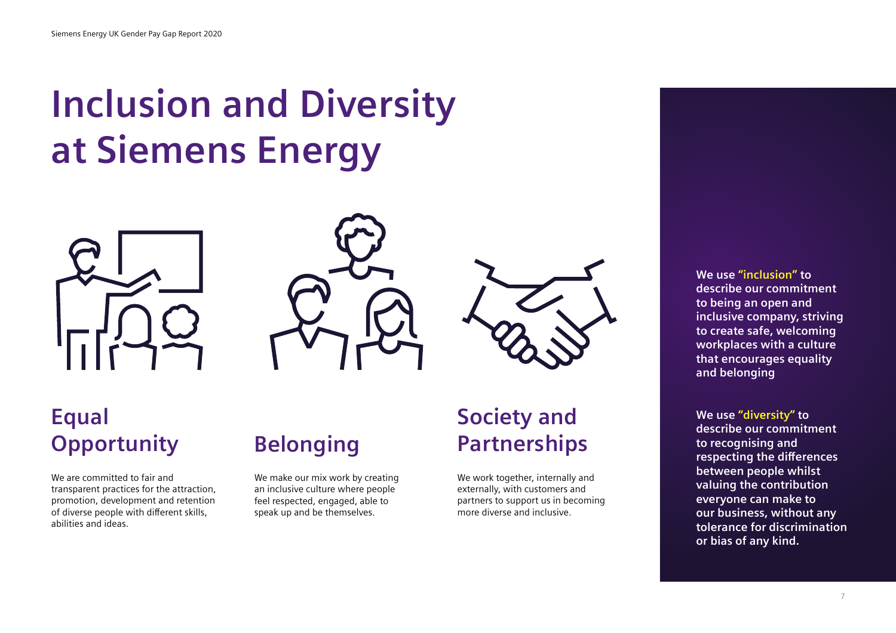# Inclusion and Diversity at Siemens Energy

## Equal Opportunity

We are committed to fair and transparent practices for the attraction, promotion, development and retention of diverse people with different skills, abilities and ideas.

## Belonging

We make our mix work by creating an inclusive culture where people feel respected, engaged, able to speak up and be themselves.

## Society and Partnerships

We work together, internally and externally, with customers and partners to support us in becoming more diverse and inclusive.

**We use "inclusion" to describe our commitment to being an open and inclusive company, striving to create safe, welcoming workplaces with a culture that encourages equality and belonging**

**We use "diversity" to describe our commitment to recognising and respecting the differences between people whilst valuing the contribution everyone can make to our business, without any tolerance for discrimination or bias of any kind.**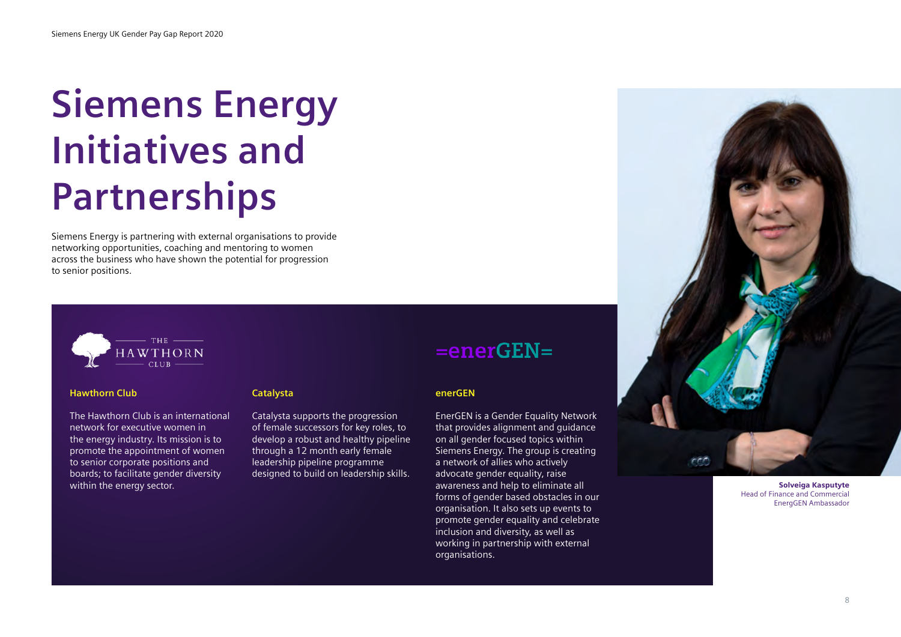# Siemens Energy Initiatives and Partnerships

Siemens Energy is partnering with external organisations to provide networking opportunities, coaching and mentoring to women across the business who have shown the potential for progression to senior positions.

### Hawthorn Club

The Hawthorn Club is an international network for executive women in the energy industry. Its mission is to promote the appointment of women to senior corporate positions and boards; to facilitate gender diversity within the energy sector.

### Catalysta

Catalysta supports the progression of female successors for key roles, to develop a robust and healthy pipeline through a 12 month early female leadership pipeline programme designed to build on leadership skills.

### enerGEN

EnerGEN is a Gender Equality Network that provides alignment and guidance on all gender focused topics within Siemens Energy. The group is creating a network of allies who actively advocate gender equality, raise awareness and help to eliminate all forms of gender based obstacles in our organisation. It also sets up events to promote gender equality and celebrate inclusion and diversity, as well as working in partnership with external organisations.

**Solveiga Kasputyte**
Head of Finance and Commercial
EnergGEN Ambassador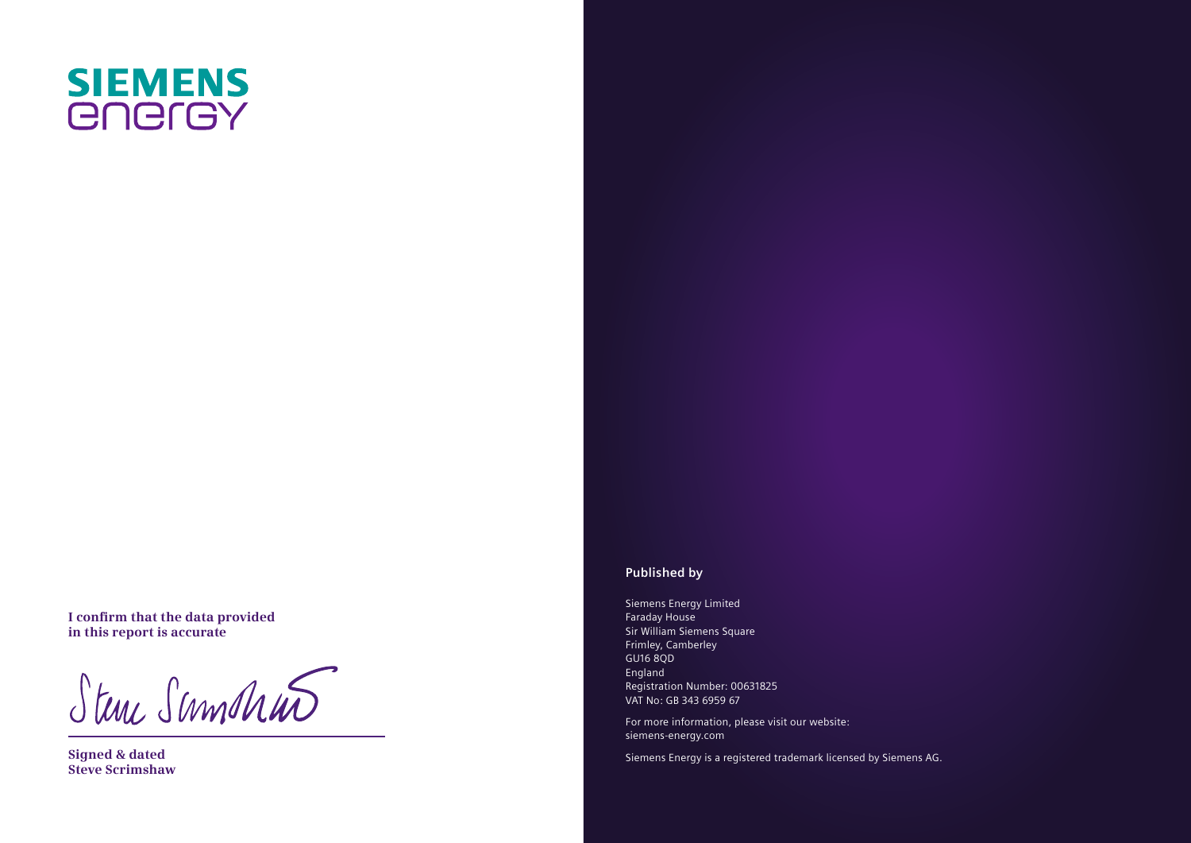SIEMENS
energy

**I confirm that the data provided in this report is accurate**

**Signed & dated**
**Steve Scrimshaw**

**Published by**

Siemens Energy Limited
Faraday House
Sir William Siemens Square
Frimley, Camberley
GU16 8QD
England
Registration Number: 00631825
VAT No: GB 343 6959 67

For more information, please visit our website:
siemens-energy.com

Siemens Energy is a registered trademark licensed by Siemens AG.